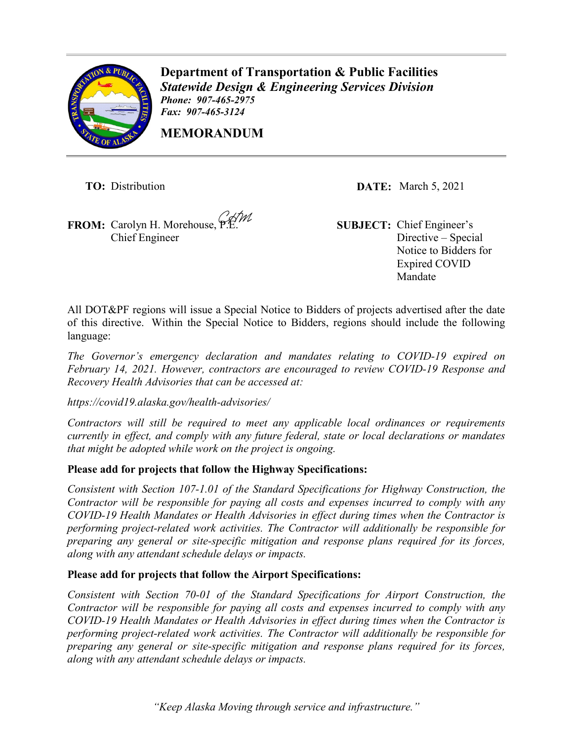**Department of Transportation & Public Facilities**
***Statewide Design & Engineering Services Division***
***Phone: 907-465-2975***
***Fax: 907-465-3124***

**MEMORANDUM**

---

**TO:** Distribution

**DATE:** March 5, 2021

**FROM:** Carolyn H. Morehouse, P.E.
Chief Engineer

**SUBJECT:** Chief Engineer's Directive – Special Notice to Bidders for Expired COVID Mandate

All DOT&PF regions will issue a Special Notice to Bidders of projects advertised after the date of this directive. Within the Special Notice to Bidders, regions should include the following language:

*The Governor's emergency declaration and mandates relating to COVID-19 expired on February 14, 2021. However, contractors are encouraged to review COVID-19 Response and Recovery Health Advisories that can be accessed at:*

*https://covid19.alaska.gov/health-advisories/*

*Contractors will still be required to meet any applicable local ordinances or requirements currently in effect, and comply with any future federal, state or local declarations or mandates that might be adopted while work on the project is ongoing.*

**Please add for projects that follow the Highway Specifications:**

*Consistent with Section 107-1.01 of the Standard Specifications for Highway Construction, the Contractor will be responsible for paying all costs and expenses incurred to comply with any COVID-19 Health Mandates or Health Advisories in effect during times when the Contractor is performing project-related work activities. The Contractor will additionally be responsible for preparing any general or site-specific mitigation and response plans required for its forces, along with any attendant schedule delays or impacts.*

**Please add for projects that follow the Airport Specifications:**

*Consistent with Section 70-01 of the Standard Specifications for Airport Construction, the Contractor will be responsible for paying all costs and expenses incurred to comply with any COVID-19 Health Mandates or Health Advisories in effect during times when the Contractor is performing project-related work activities. The Contractor will additionally be responsible for preparing any general or site-specific mitigation and response plans required for its forces, along with any attendant schedule delays or impacts.*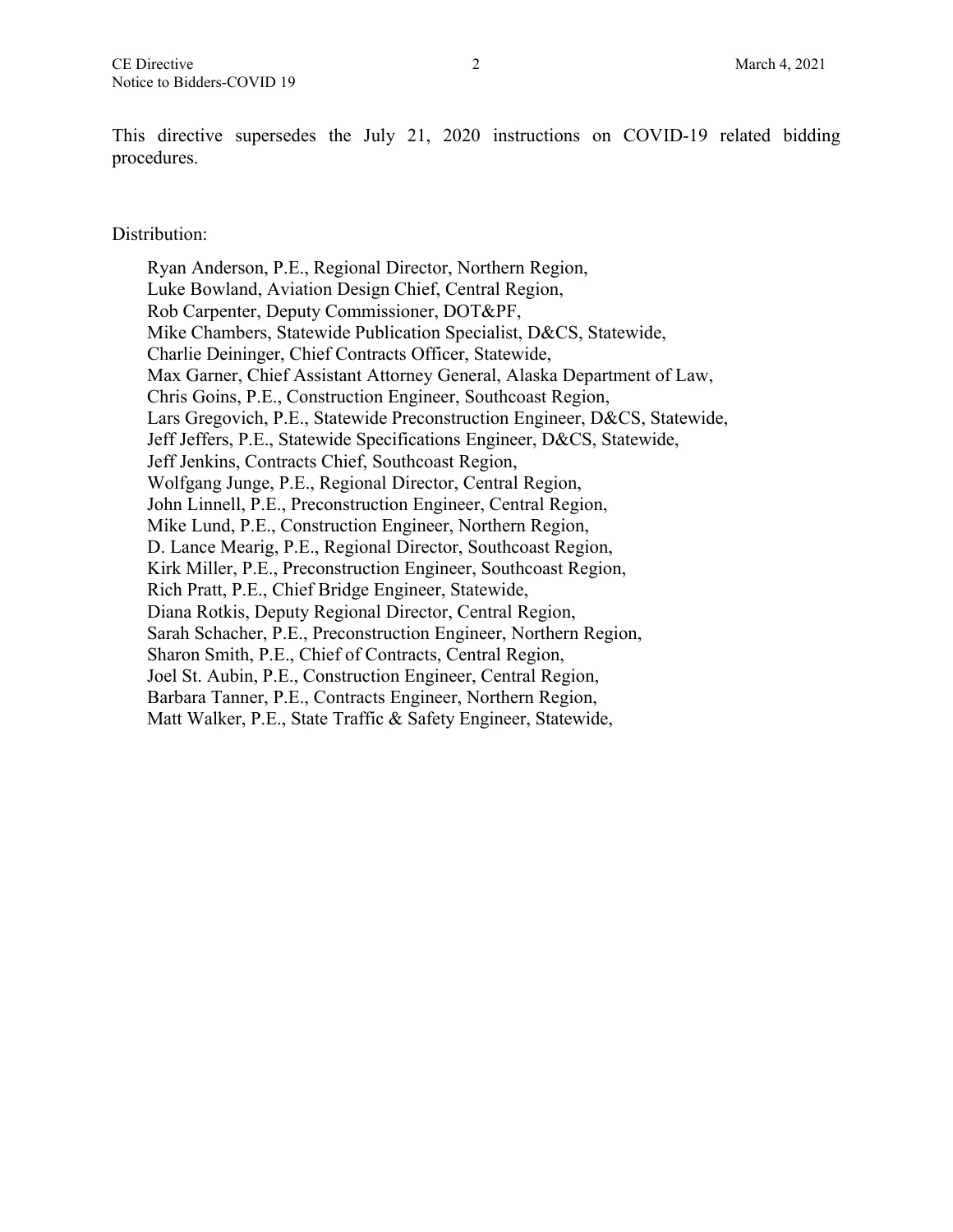This directive supersedes the July 21, 2020 instructions on COVID-19 related bidding procedures.

Distribution:

Ryan Anderson, P.E., Regional Director, Northern Region,
Luke Bowland, Aviation Design Chief, Central Region,
Rob Carpenter, Deputy Commissioner, DOT&PF,
Mike Chambers, Statewide Publication Specialist, D&CS, Statewide,
Charlie Deininger, Chief Contracts Officer, Statewide,
Max Garner, Chief Assistant Attorney General, Alaska Department of Law,
Chris Goins, P.E., Construction Engineer, Southcoast Region,
Lars Gregovich, P.E., Statewide Preconstruction Engineer, D&CS, Statewide,
Jeff Jeffers, P.E., Statewide Specifications Engineer, D&CS, Statewide,
Jeff Jenkins, Contracts Chief, Southcoast Region,
Wolfgang Junge, P.E., Regional Director, Central Region,
John Linnell, P.E., Preconstruction Engineer, Central Region,
Mike Lund, P.E., Construction Engineer, Northern Region,
D. Lance Mearig, P.E., Regional Director, Southcoast Region,
Kirk Miller, P.E., Preconstruction Engineer, Southcoast Region,
Rich Pratt, P.E., Chief Bridge Engineer, Statewide,
Diana Rotkis, Deputy Regional Director, Central Region,
Sarah Schacher, P.E., Preconstruction Engineer, Northern Region,
Sharon Smith, P.E., Chief of Contracts, Central Region,
Joel St. Aubin, P.E., Construction Engineer, Central Region,
Barbara Tanner, P.E., Contracts Engineer, Northern Region,
Matt Walker, P.E., State Traffic & Safety Engineer, Statewide,